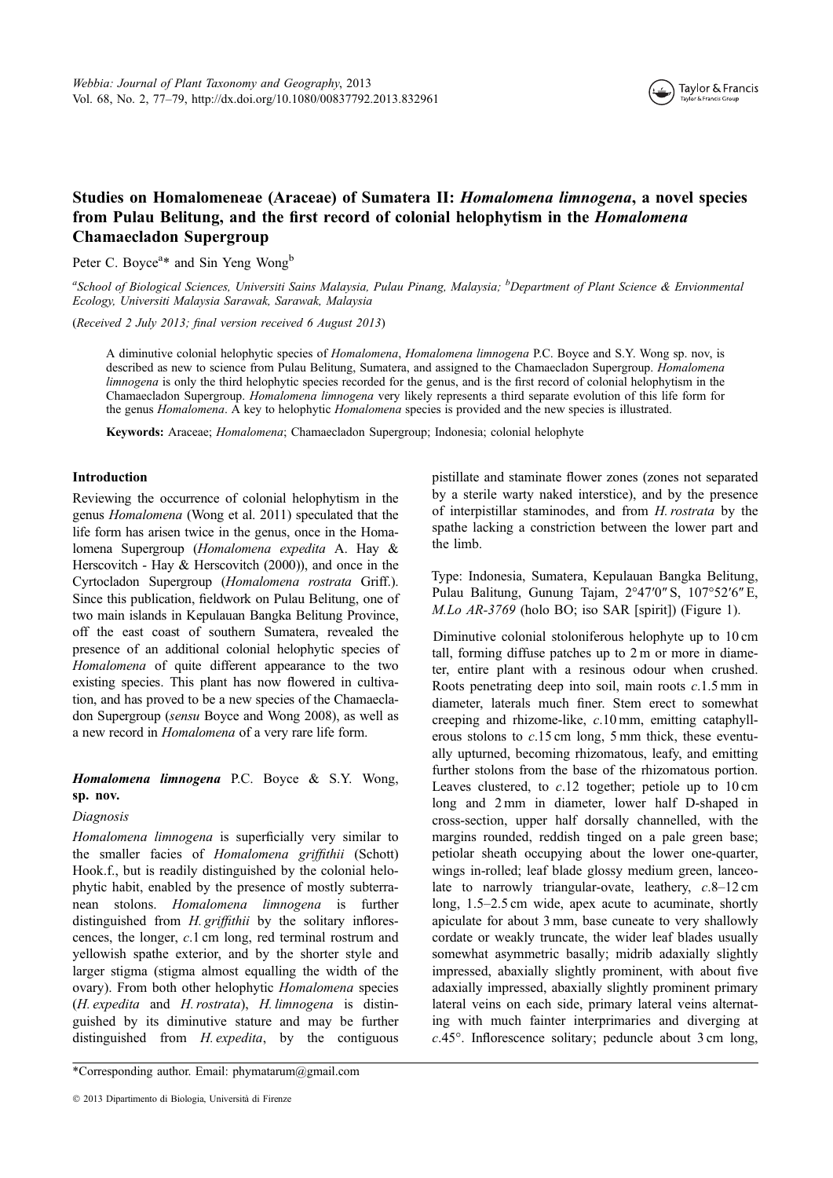# Studies on Homalomeneae (Araceae) of Sumatera II: *Homalomena limnogena*, a novel species from Pulau Belitung, and the first record of colonial helophytism in the *Homalomena* Chamaecladon Supergroup

Peter C. Boyce[a]* and Sin Yeng Wong[b]

[a]*School of Biological Sciences, Universiti Sains Malaysia, Pulau Pinang, Malaysia;* [b]*Department of Plant Science & Envionmental Ecology, Universiti Malaysia Sarawak, Sarawak, Malaysia*

(*Received 2 July 2013; final version received 6 August 2013*)

A diminutive colonial helophytic species of *Homalomena*, *Homalomena limnogena* P.C. Boyce and S.Y. Wong sp. nov, is described as new to science from Pulau Belitung, Sumatera, and assigned to the Chamaecladon Supergroup. *Homalomena limnogena* is only the third helophytic species recorded for the genus, and is the first record of colonial helophytism in the Chamaecladon Supergroup. *Homalomena limnogena* very likely represents a third separate evolution of this life form for the genus *Homalomena*. A key to helophytic *Homalomena* species is provided and the new species is illustrated.

**Keywords:** Araceae; *Homalomena*; Chamaecladon Supergroup; Indonesia; colonial helophyte

## Introduction

Reviewing the occurrence of colonial helophytism in the genus *Homalomena* (Wong et al. 2011) speculated that the life form has arisen twice in the genus, once in the Homalomena Supergroup (*Homalomena expedita* A. Hay & Herscovitch - Hay & Herscovitch (2000)), and once in the Cyrtocladon Supergroup (*Homalomena rostrata* Griff.). Since this publication, fieldwork on Pulau Belitung, one of two main islands in Kepulauan Bangka Belitung Province, off the east coast of southern Sumatera, revealed the presence of an additional colonial helophytic species of *Homalomena* of quite different appearance to the two existing species. This plant has now flowered in cultivation, and has proved to be a new species of the Chamaecladon Supergroup (*sensu* Boyce and Wong 2008), as well as a new record in *Homalomena* of a very rare life form.

### *Homalomena limnogena* P.C. Boyce & S.Y. Wong, sp. nov.

*Diagnosis*

*Homalomena limnogena* is superficially very similar to the smaller facies of *Homalomena griffithii* (Schott) Hook.f., but is readily distinguished by the colonial helophytic habit, enabled by the presence of mostly subterranean stolons. *Homalomena limnogena* is further distinguished from *H. griffithii* by the solitary inflorescences, the longer, *c.*1 cm long, red terminal rostrum and yellowish spathe exterior, and by the shorter style and larger stigma (stigma almost equalling the width of the ovary). From both other helophytic *Homalomena* species (*H. expedita* and *H. rostrata*), *H. limnogena* is distinguished by its diminutive stature and may be further distinguished from *H. expedita*, by the contiguous pistillate and staminate flower zones (zones not separated by a sterile warty naked interstice), and by the presence of interpistillar staminodes, and from *H. rostrata* by the spathe lacking a constriction between the lower part and the limb.

Type: Indonesia, Sumatera, Kepulauan Bangka Belitung, Pulau Balitung, Gunung Tajam, 2°47′0″ S, 107°52′6″ E, *M.Lo AR-3769* (holo BO; iso SAR [spirit]) (Figure 1).

Diminutive colonial stoloniferous helophyte up to 10 cm tall, forming diffuse patches up to 2 m or more in diameter, entire plant with a resinous odour when crushed. Roots penetrating deep into soil, main roots *c.*1.5 mm in diameter, laterals much finer. Stem erect to somewhat creeping and rhizome-like, *c.*10 mm, emitting cataphyllerous stolons to *c.*15 cm long, 5 mm thick, these eventually upturned, becoming rhizomatous, leafy, and emitting further stolons from the base of the rhizomatous portion. Leaves clustered, to *c.*12 together; petiole up to 10 cm long and 2 mm in diameter, lower half D-shaped in cross-section, upper half dorsally channelled, with the margins rounded, reddish tinged on a pale green base; petiolar sheath occupying about the lower one-quarter, wings in-rolled; leaf blade glossy medium green, lanceolate to narrowly triangular-ovate, leathery, *c.*8–12 cm long, 1.5–2.5 cm wide, apex acute to acuminate, shortly apiculate for about 3 mm, base cuneate to very shallowly cordate or weakly truncate, the wider leaf blades usually somewhat asymmetric basally; midrib adaxially slightly impressed, abaxially slightly prominent, with about five adaxially impressed, abaxially slightly prominent primary lateral veins on each side, primary lateral veins alternating with much fainter interprimaries and diverging at *c.*45°. Inflorescence solitary; peduncle about 3 cm long,

*Corresponding author. Email: phymatarum@gmail.com

© 2013 Dipartimento di Biologia, Università di Firenze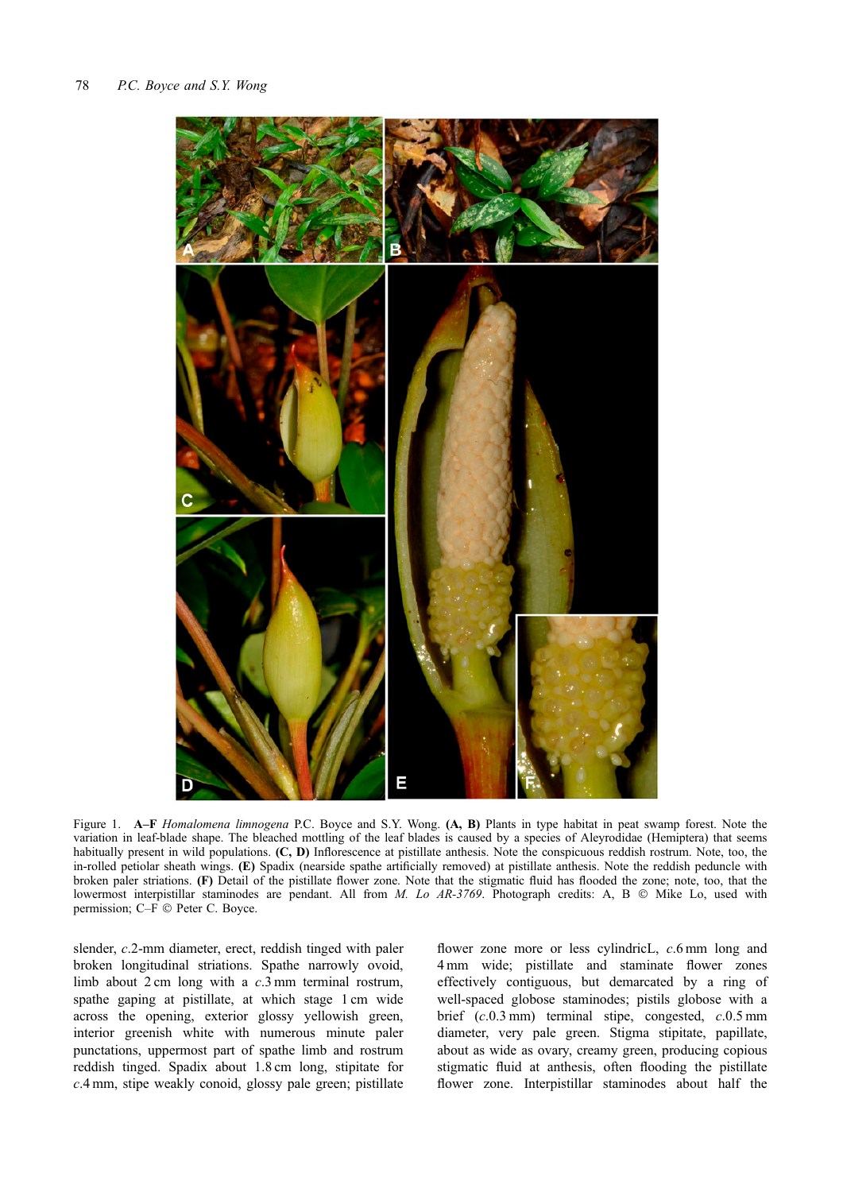Figure 1. **A–F** *Homalomena limnogena* P.C. Boyce and S.Y. Wong. **(A, B)** Plants in type habitat in peat swamp forest. Note the variation in leaf-blade shape. The bleached mottling of the leaf blades is caused by a species of Aleyrodidae (Hemiptera) that seems habitually present in wild populations. **(C, D)** Inflorescence at pistillate anthesis. Note the conspicuous reddish rostrum. Note, too, the in-rolled petiolar sheath wings. **(E)** Spadix (nearside spathe artificially removed) at pistillate anthesis. Note the reddish peduncle with broken paler striations. **(F)** Detail of the pistillate flower zone. Note that the stigmatic fluid has flooded the zone; note, too, that the lowermost interpistillar staminodes are pendant. All from *M. Lo AR-3769*. Photograph credits: A, B © Mike Lo, used with permission; C–F © Peter C. Boyce.

slender, *c.*2-mm diameter, erect, reddish tinged with paler broken longitudinal striations. Spathe narrowly ovoid, limb about 2 cm long with a *c.*3 mm terminal rostrum, spathe gaping at pistillate, at which stage 1 cm wide across the opening, exterior glossy yellowish green, interior greenish white with numerous minute paler punctations, uppermost part of spathe limb and rostrum reddish tinged. Spadix about 1.8 cm long, stipitate for *c.*4 mm, stipe weakly conoid, glossy pale green; pistillate flower zone more or less cylindricL, *c.*6 mm long and 4 mm wide; pistillate and staminate flower zones effectively contiguous, but demarcated by a ring of well-spaced globose staminodes; pistils globose with a brief (*c.*0.3 mm) terminal stipe, congested, *c.*0.5 mm diameter, very pale green. Stigma stipitate, papillate, about as wide as ovary, creamy green, producing copious stigmatic fluid at anthesis, often flooding the pistillate flower zone. Interpistillar staminodes about half the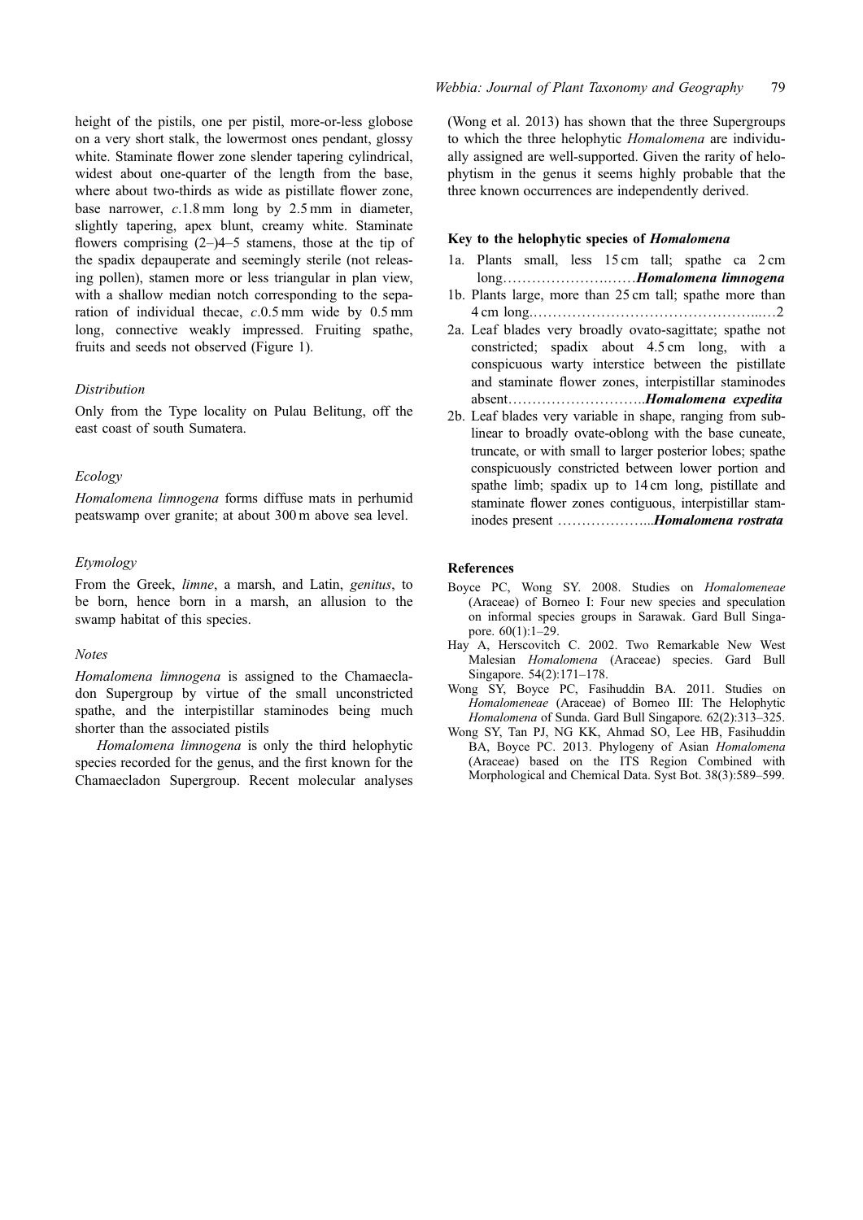height of the pistils, one per pistil, more-or-less globose on a very short stalk, the lowermost ones pendant, glossy white. Staminate flower zone slender tapering cylindrical, widest about one-quarter of the length from the base, where about two-thirds as wide as pistillate flower zone, base narrower, *c*.1.8 mm long by 2.5 mm in diameter, slightly tapering, apex blunt, creamy white. Staminate flowers comprising (2–)4–5 stamens, those at the tip of the spadix depauperate and seemingly sterile (not releasing pollen), stamen more or less triangular in plan view, with a shallow median notch corresponding to the separation of individual thecae, *c*.0.5 mm wide by 0.5 mm long, connective weakly impressed. Fruiting spathe, fruits and seeds not observed (Figure 1).

### *Distribution*

Only from the Type locality on Pulau Belitung, off the east coast of south Sumatera.

### *Ecology*

*Homalomena limnogena* forms diffuse mats in perhumid peatswamp over granite; at about 300 m above sea level.

### *Etymology*

From the Greek, *limne*, a marsh, and Latin, *genitus*, to be born, hence born in a marsh, an allusion to the swamp habitat of this species.

### *Notes*

*Homalomena limnogena* is assigned to the Chamaecladon Supergroup by virtue of the small unconstricted spathe, and the interpistillar staminodes being much shorter than the associated pistils

*Homalomena limnogena* is only the third helophytic species recorded for the genus, and the first known for the Chamaecladon Supergroup. Recent molecular analyses (Wong et al. 2013) has shown that the three Supergroups to which the three helophytic *Homalomena* are individually assigned are well-supported. Given the rarity of helophytism in the genus it seems highly probable that the three known occurrences are independently derived.

## Key to the helophytic species of *Homalomena*

1a. Plants small, less 15 cm tall; spathe ca 2 cm long……………………..……***Homalomena limnogena***

1b. Plants large, more than 25 cm tall; spathe more than 4 cm long…………………………………………...…2

2a. Leaf blades very broadly ovato-sagittate; spathe not constricted; spadix about 4.5 cm long, with a conspicuous warty interstice between the pistillate and staminate flower zones, interpistillar staminodes absent………………………..***Homalomena expedita***

2b. Leaf blades very variable in shape, ranging from sub-linear to broadly ovate-oblong with the base cuneate, truncate, or with small to larger posterior lobes; spathe conspicuously constricted between lower portion and spathe limb; spadix up to 14 cm long, pistillate and staminate flower zones contiguous, interpistillar staminodes present ………………...***Homalomena rostrata***

## References

Boyce PC, Wong SY. 2008. Studies on *Homalomeneae* (Araceae) of Borneo I: Four new species and speculation on informal species groups in Sarawak. Gard Bull Singapore. 60(1):1–29.

Hay A, Herscovitch C. 2002. Two Remarkable New West Malesian *Homalomena* (Araceae) species. Gard Bull Singapore. 54(2):171–178.

Wong SY, Boyce PC, Fasihuddin BA. 2011. Studies on *Homalomeneae* (Araceae) of Borneo III: The Helophytic *Homalomena* of Sunda. Gard Bull Singapore. 62(2):313–325.

Wong SY, Tan PJ, NG KK, Ahmad SO, Lee HB, Fasihuddin BA, Boyce PC. 2013. Phylogeny of Asian *Homalomena* (Araceae) based on the ITS Region Combined with Morphological and Chemical Data. Syst Bot. 38(3):589–599.